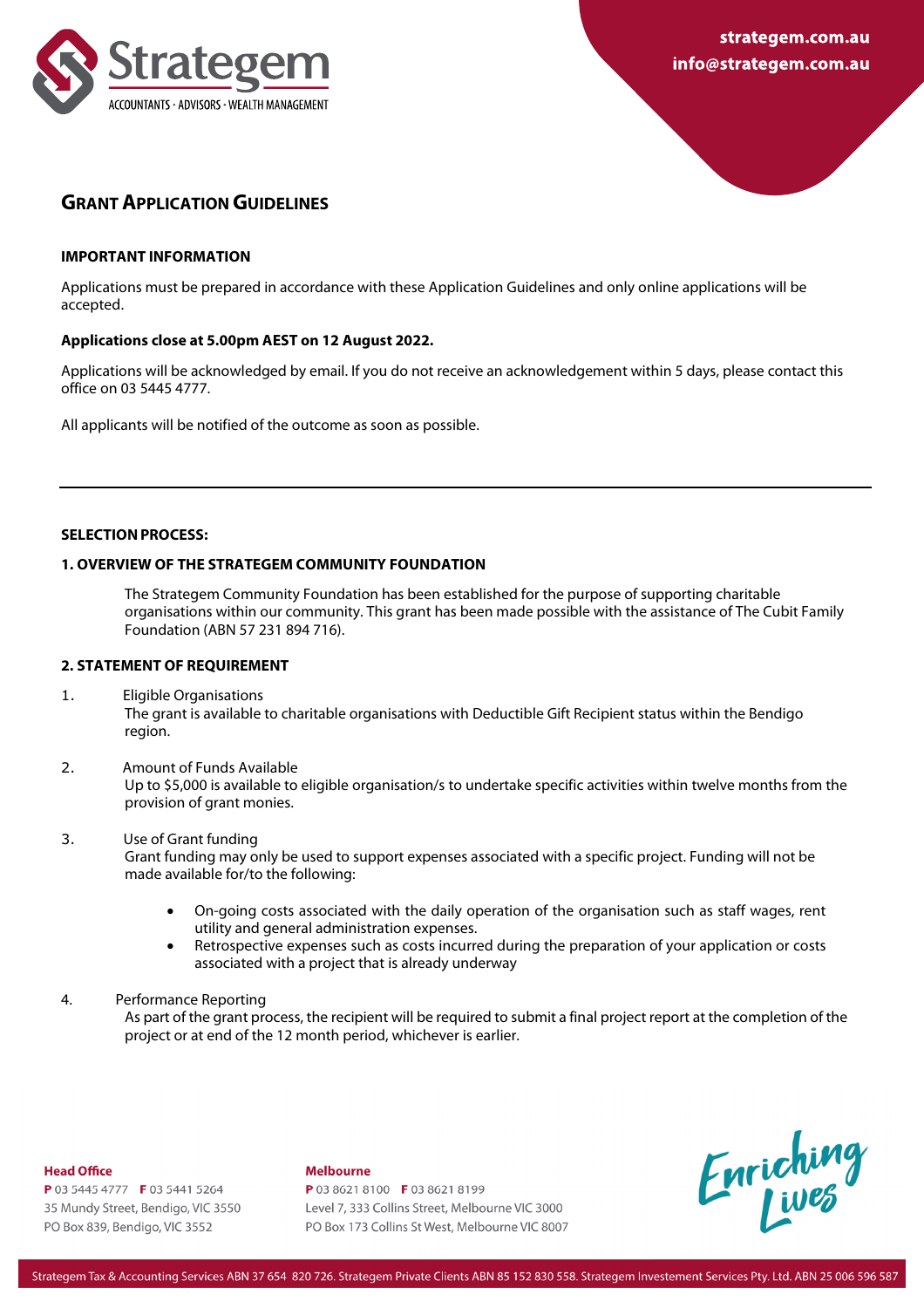# GRANT APPLICATION GUIDELINES

**IMPORTANT INFORMATION**

Applications must be prepared in accordance with these Application Guidelines and only online applications will be accepted.

**Applications close at 5.00pm AEST on 12 August 2022.**

Applications will be acknowledged by email. If you do not receive an acknowledgement within 5 days, please contact this office on 03 5445 4777.

All applicants will be notified of the outcome as soon as possible.

---

**SELECTION PROCESS:**

**1. OVERVIEW OF THE STRATEGEM COMMUNITY FOUNDATION**

The Strategem Community Foundation has been established for the purpose of supporting charitable organisations within our community. This grant has been made possible with the assistance of The Cubit Family Foundation (ABN 57 231 894 716).

**2. STATEMENT OF REQUIREMENT**

1. Eligible Organisations
   The grant is available to charitable organisations with Deductible Gift Recipient status within the Bendigo region.

2. Amount of Funds Available
   Up to $5,000 is available to eligible organisation/s to undertake specific activities within twelve months from the provision of grant monies.

3. Use of Grant funding
   Grant funding may only be used to support expenses associated with a specific project. Funding will not be made available for/to the following:

   - On-going costs associated with the daily operation of the organisation such as staff wages, rent utility and general administration expenses.
   - Retrospective expenses such as costs incurred during the preparation of your application or costs associated with a project that is already underway

4. Performance Reporting
   As part of the grant process, the recipient will be required to submit a final project report at the completion of the project or at end of the 12 month period, whichever is earlier.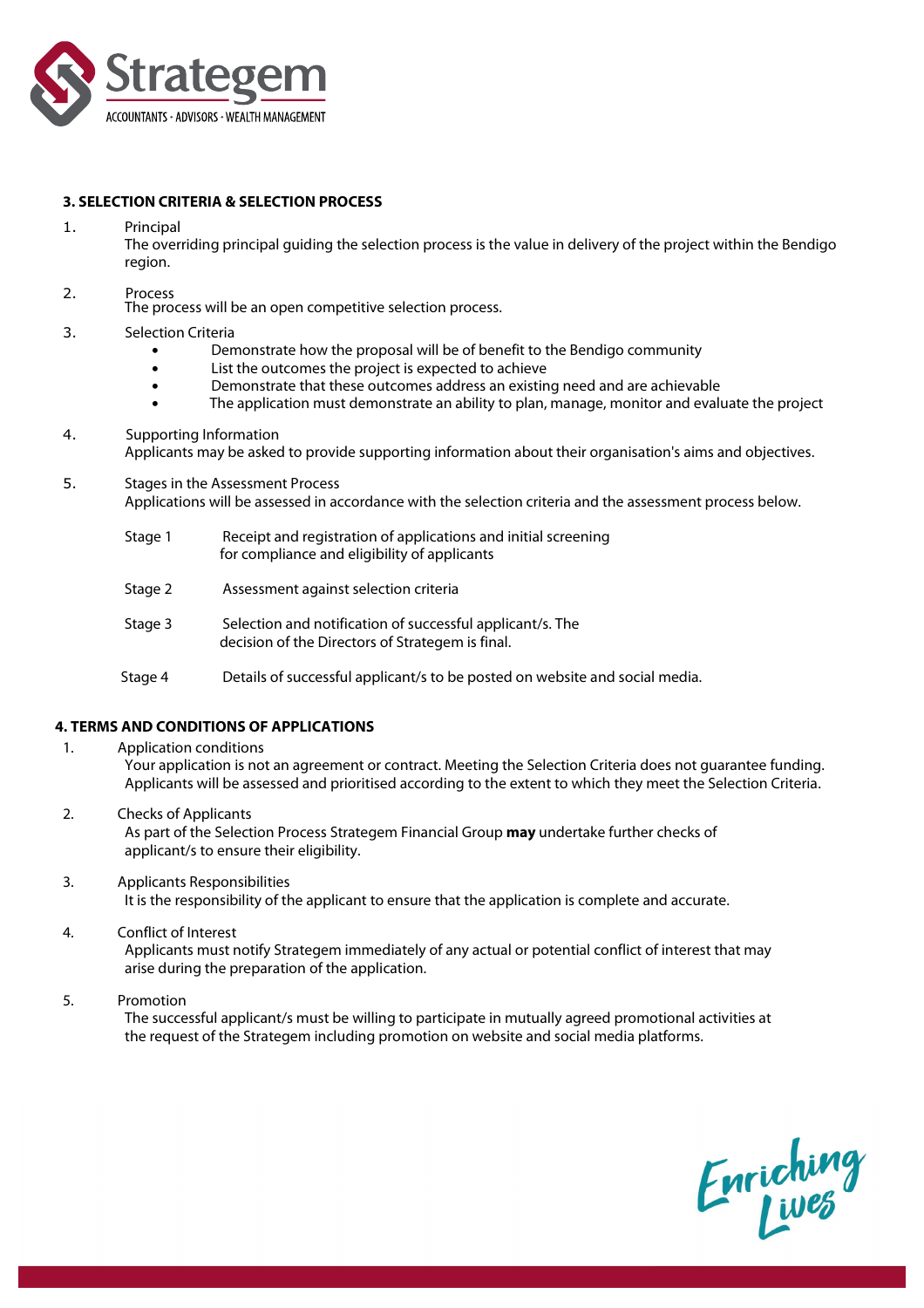Strategem

ACCOUNTANTS • ADVISORS • WEALTH MANAGEMENT

## 3. SELECTION CRITERIA & SELECTION PROCESS

1. Principal
   The overriding principal guiding the selection process is the value in delivery of the project within the Bendigo region.

2. Process
   The process will be an open competitive selection process.

3. Selection Criteria
   - Demonstrate how the proposal will be of benefit to the Bendigo community
   - List the outcomes the project is expected to achieve
   - Demonstrate that these outcomes address an existing need and are achievable
   - The application must demonstrate an ability to plan, manage, monitor and evaluate the project

4. Supporting Information
   Applicants may be asked to provide supporting information about their organisation's aims and objectives.

5. Stages in the Assessment Process
   Applications will be assessed in accordance with the selection criteria and the assessment process below.

   Stage 1 — Receipt and registration of applications and initial screening for compliance and eligibility of applicants

   Stage 2 — Assessment against selection criteria

   Stage 3 — Selection and notification of successful applicant/s. The decision of the Directors of Strategem is final.

   Stage 4 — Details of successful applicant/s to be posted on website and social media.

## 4. TERMS AND CONDITIONS OF APPLICATIONS

1. Application conditions
   Your application is not an agreement or contract. Meeting the Selection Criteria does not guarantee funding. Applicants will be assessed and prioritised according to the extent to which they meet the Selection Criteria.

2. Checks of Applicants
   As part of the Selection Process Strategem Financial Group **may** undertake further checks of applicant/s to ensure their eligibility.

3. Applicants Responsibilities
   It is the responsibility of the applicant to ensure that the application is complete and accurate.

4. Conflict of Interest
   Applicants must notify Strategem immediately of any actual or potential conflict of interest that may arise during the preparation of the application.

5. Promotion
   The successful applicant/s must be willing to participate in mutually agreed promotional activities at the request of the Strategem including promotion on website and social media platforms.

Enriching Lives